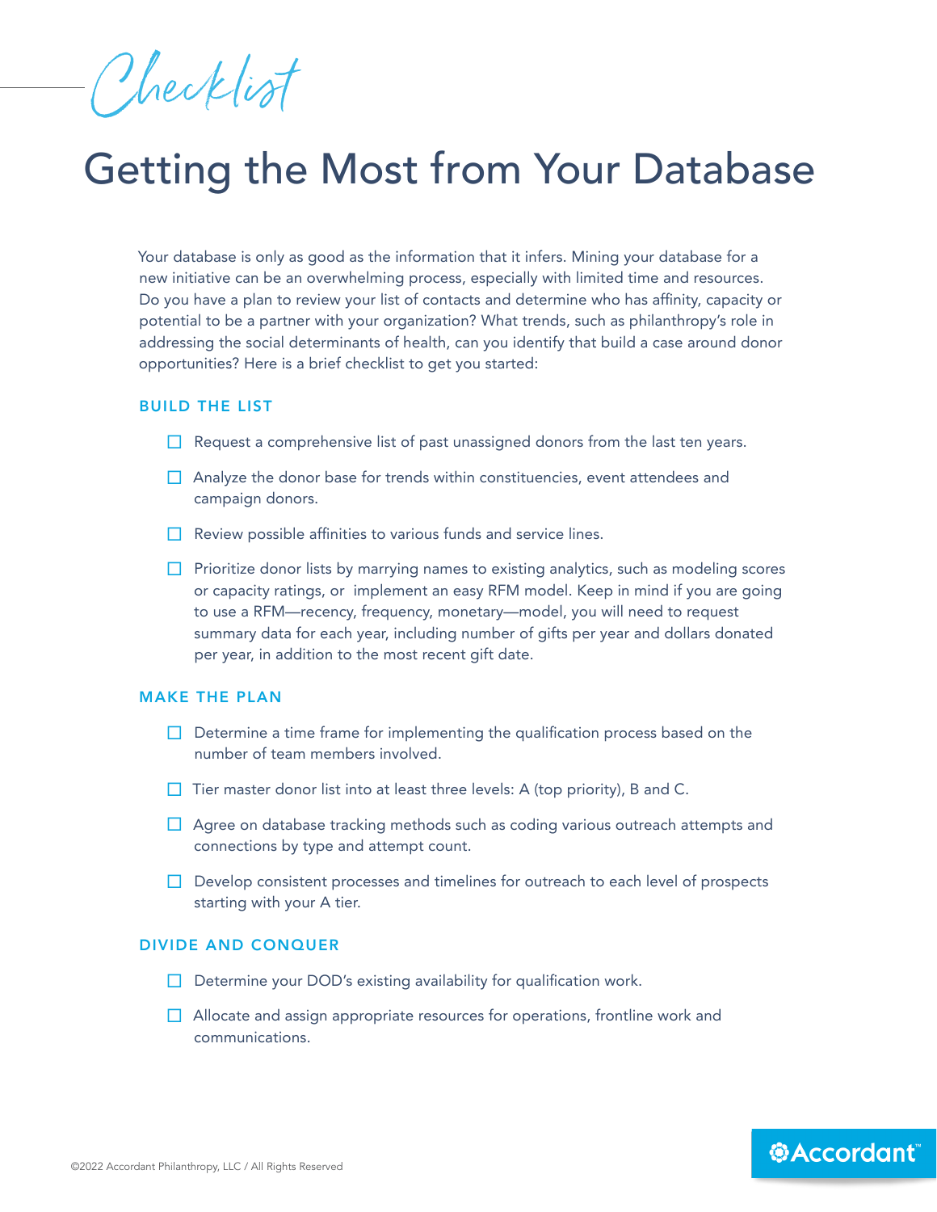*Checklist*

# Getting the Most from Your Database

Your database is only as good as the information that it infers. Mining your database for a new initiative can be an overwhelming process, especially with limited time and resources. Do you have a plan to review your list of contacts and determine who has affinity, capacity or potential to be a partner with your organization? What trends, such as philanthropy's role in addressing the social determinants of health, can you identify that build a case around donor opportunities? Here is a brief checklist to get you started:

## BUILD THE LIST

- [ ] Request a comprehensive list of past unassigned donors from the last ten years.
- [ ] Analyze the donor base for trends within constituencies, event attendees and campaign donors.
- [ ] Review possible affinities to various funds and service lines.
- [ ] Prioritize donor lists by marrying names to existing analytics, such as modeling scores or capacity ratings, or implement an easy RFM model. Keep in mind if you are going to use a RFM—recency, frequency, monetary—model, you will need to request summary data for each year, including number of gifts per year and dollars donated per year, in addition to the most recent gift date.

## MAKE THE PLAN

- [ ] Determine a time frame for implementing the qualification process based on the number of team members involved.
- [ ] Tier master donor list into at least three levels: A (top priority), B and C.
- [ ] Agree on database tracking methods such as coding various outreach attempts and connections by type and attempt count.
- [ ] Develop consistent processes and timelines for outreach to each level of prospects starting with your A tier.

## DIVIDE AND CONQUER

- [ ] Determine your DOD's existing availability for qualification work.
- [ ] Allocate and assign appropriate resources for operations, frontline work and communications.

©2022 Accordant Philanthropy, LLC / All Rights Reserved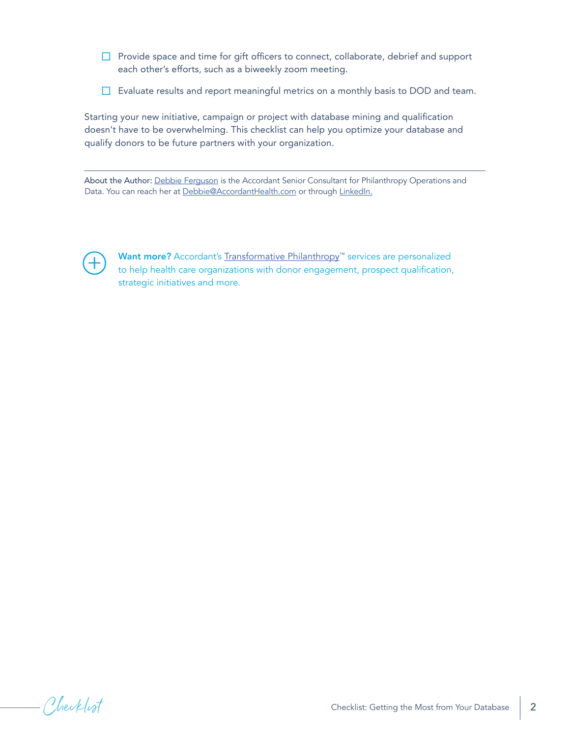- [ ] Provide space and time for gift officers to connect, collaborate, debrief and support each other's efforts, such as a biweekly zoom meeting.
- [ ] Evaluate results and report meaningful metrics on a monthly basis to DOD and team.

Starting your new initiative, campaign or project with database mining and qualification doesn't have to be overwhelming. This checklist can help you optimize your database and qualify donors to be future partners with your organization.

---

About the Author: Debbie Ferguson is the Accordant Senior Consultant for Philanthropy Operations and Data. You can reach her at Debbie@AccordantHealth.com or through LinkedIn.

**Want more?** Accordant's Transformative Philanthropy™ services are personalized to help health care organizations with donor engagement, prospect qualification, strategic initiatives and more.